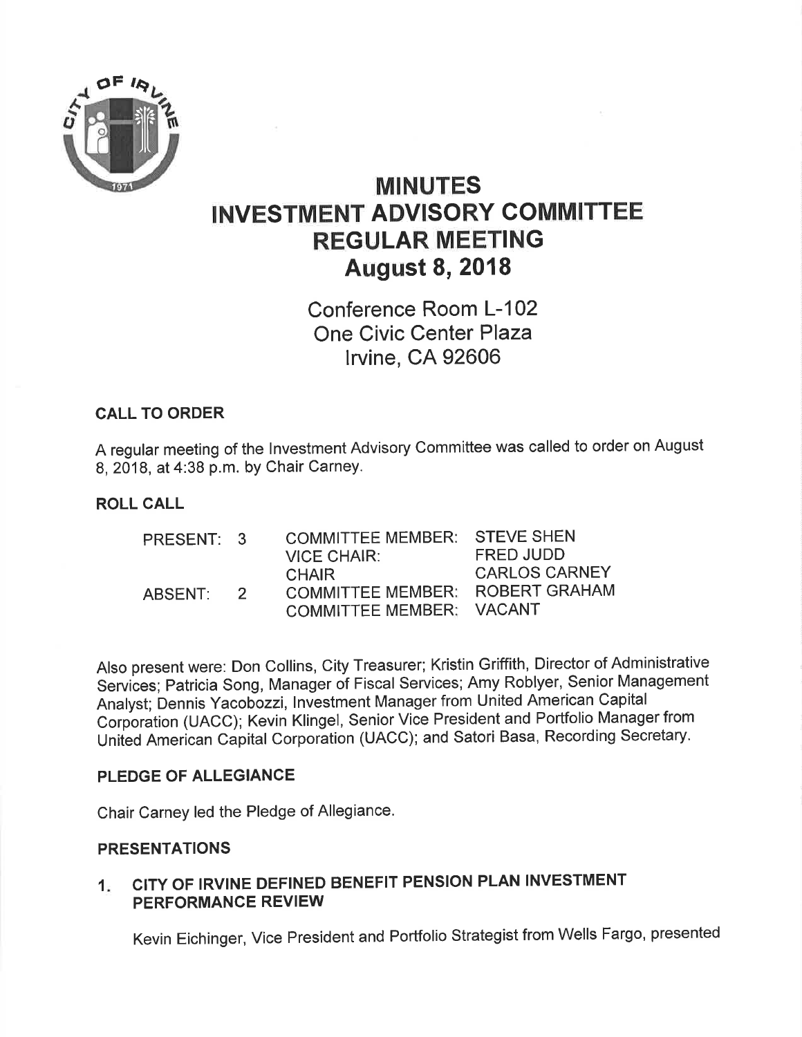# MINUTES
# INVESTMENT ADVISORY COMMITTEE
# REGULAR MEETING
# August 8, 2018

Conference Room L-102
One Civic Center Plaza
Irvine, CA 92606

## CALL TO ORDER

A regular meeting of the Investment Advisory Committee was called to order on August 8, 2018, at 4:38 p.m. by Chair Carney.

## ROLL CALL

| | | | |
|---|---|---|---|
| PRESENT: | 3 | COMMITTEE MEMBER: | STEVE SHEN |
| | | VICE CHAIR: | FRED JUDD |
| | | CHAIR | CARLOS CARNEY |
| ABSENT: | 2 | COMMITTEE MEMBER: | ROBERT GRAHAM |
| | | COMMITTEE MEMBER: | VACANT |

Also present were: Don Collins, City Treasurer; Kristin Griffith, Director of Administrative Services; Patricia Song, Manager of Fiscal Services; Amy Roblyer, Senior Management Analyst; Dennis Yacobozzi, Investment Manager from United American Capital Corporation (UACC); Kevin Klingel, Senior Vice President and Portfolio Manager from United American Capital Corporation (UACC); and Satori Basa, Recording Secretary.

## PLEDGE OF ALLEGIANCE

Chair Carney led the Pledge of Allegiance.

## PRESENTATIONS

### 1. CITY OF IRVINE DEFINED BENEFIT PENSION PLAN INVESTMENT PERFORMANCE REVIEW

Kevin Eichinger, Vice President and Portfolio Strategist from Wells Fargo, presented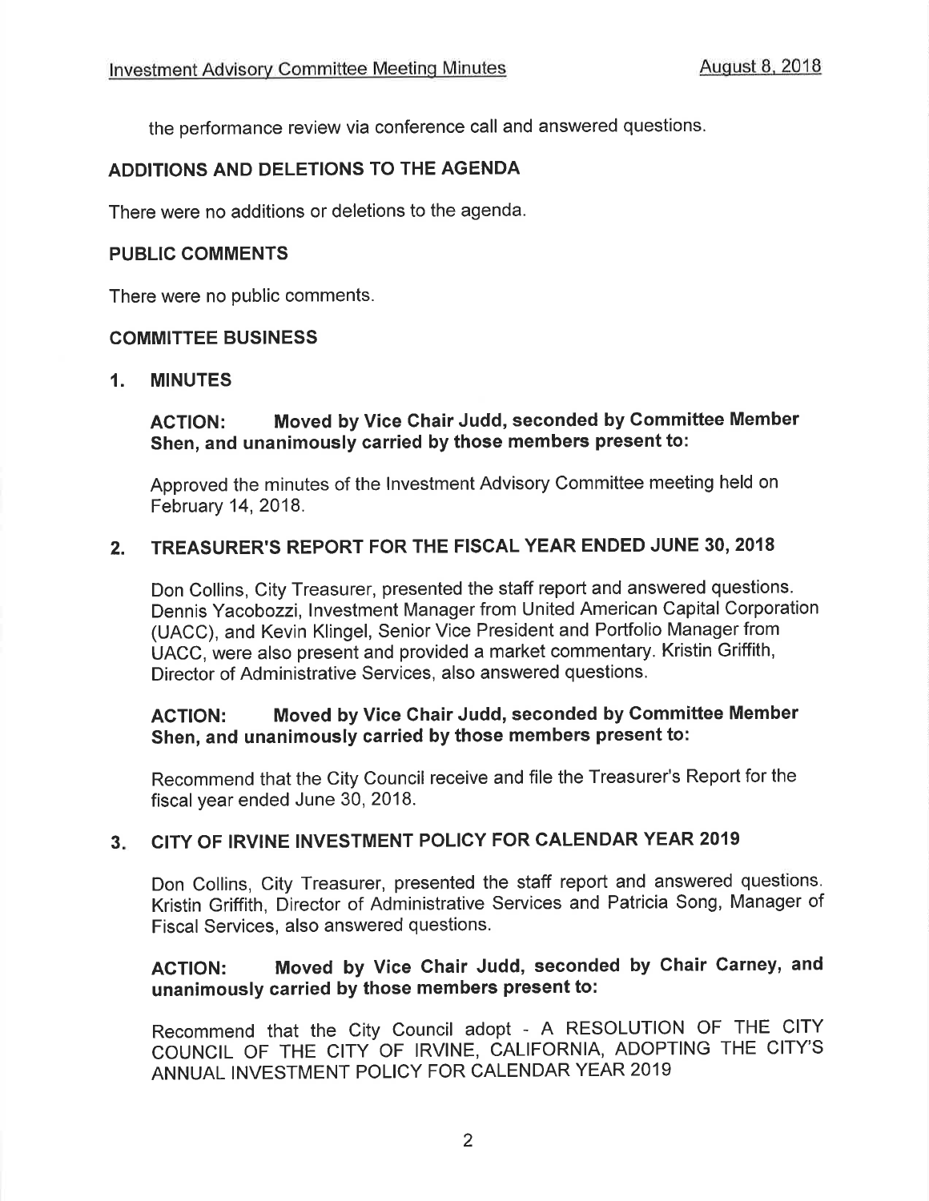the performance review via conference call and answered questions.

## ADDITIONS AND DELETIONS TO THE AGENDA

There were no additions or deletions to the agenda.

## PUBLIC COMMENTS

There were no public comments.

## COMMITTEE BUSINESS

### 1. MINUTES

**ACTION: Moved by Vice Chair Judd, seconded by Committee Member Shen, and unanimously carried by those members present to:**

Approved the minutes of the Investment Advisory Committee meeting held on February 14, 2018.

### 2. TREASURER'S REPORT FOR THE FISCAL YEAR ENDED JUNE 30, 2018

Don Collins, City Treasurer, presented the staff report and answered questions. Dennis Yacobozzi, Investment Manager from United American Capital Corporation (UACC), and Kevin Klingel, Senior Vice President and Portfolio Manager from UACC, were also present and provided a market commentary. Kristin Griffith, Director of Administrative Services, also answered questions.

**ACTION: Moved by Vice Chair Judd, seconded by Committee Member Shen, and unanimously carried by those members present to:**

Recommend that the City Council receive and file the Treasurer's Report for the fiscal year ended June 30, 2018.

### 3. CITY OF IRVINE INVESTMENT POLICY FOR CALENDAR YEAR 2019

Don Collins, City Treasurer, presented the staff report and answered questions. Kristin Griffith, Director of Administrative Services and Patricia Song, Manager of Fiscal Services, also answered questions.

**ACTION: Moved by Vice Chair Judd, seconded by Chair Carney, and unanimously carried by those members present to:**

Recommend that the City Council adopt - A RESOLUTION OF THE CITY COUNCIL OF THE CITY OF IRVINE, CALIFORNIA, ADOPTING THE CITY'S ANNUAL INVESTMENT POLICY FOR CALENDAR YEAR 2019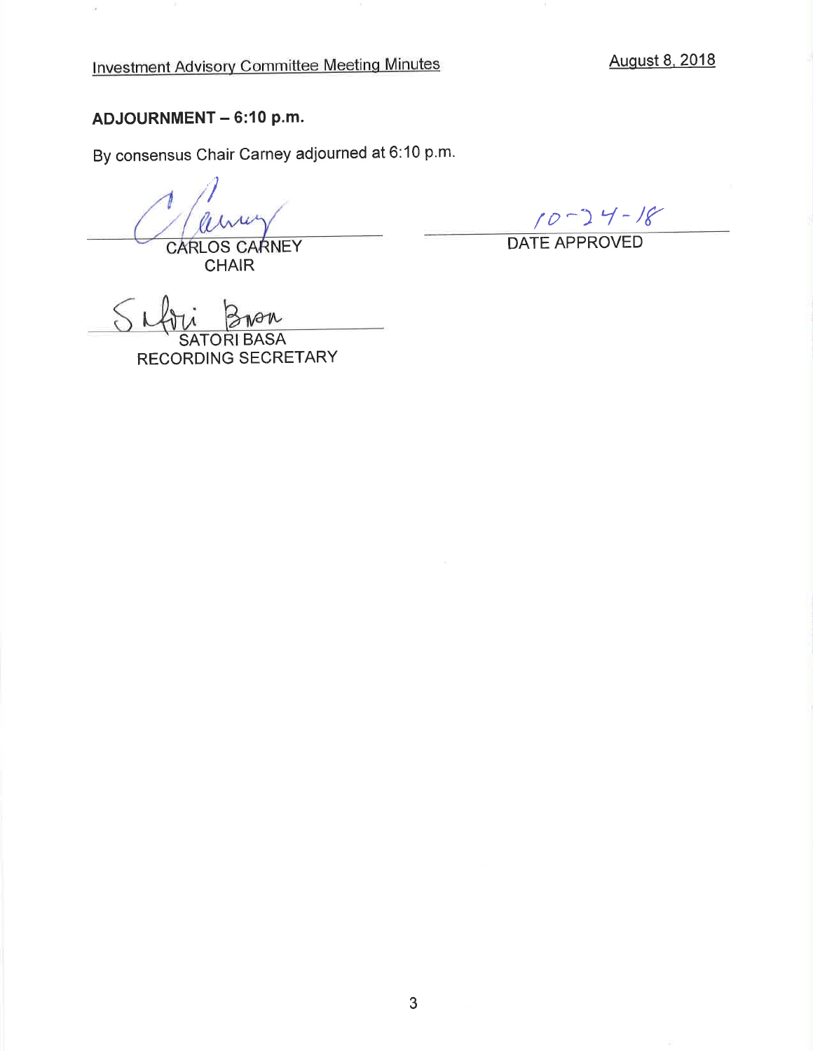## ADJOURNMENT – 6:10 p.m.

By consensus Chair Carney adjourned at 6:10 p.m.

CARLOS CARNEY
CHAIR

10-24-18
DATE APPROVED

SATORI BASA
RECORDING SECRETARY